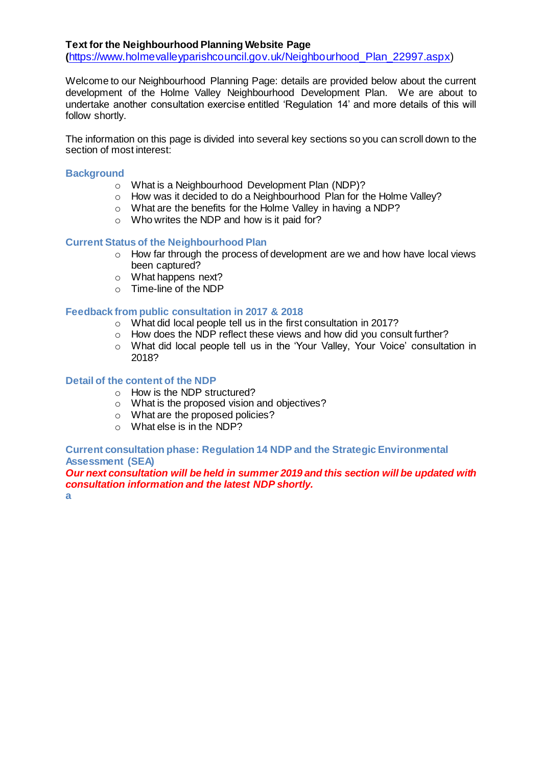**Text for the Neighbourhood Planning Website Page**
**(**https://www.holmevalleyparishcouncil.gov.uk/Neighbourhood_Plan_22997.aspx)

Welcome to our Neighbourhood Planning Page: details are provided below about the current development of the Holme Valley Neighbourhood Development Plan. We are about to undertake another consultation exercise entitled 'Regulation 14' and more details of this will follow shortly.

The information on this page is divided into several key sections so you can scroll down to the section of most interest:

**Background**

- What is a Neighbourhood Development Plan (NDP)?
- How was it decided to do a Neighbourhood Plan for the Holme Valley?
- What are the benefits for the Holme Valley in having a NDP?
- Who writes the NDP and how is it paid for?

**Current Status of the Neighbourhood Plan**

- How far through the process of development are we and how have local views been captured?
- What happens next?
- Time-line of the NDP

**Feedback from public consultation in 2017 & 2018**

- What did local people tell us in the first consultation in 2017?
- How does the NDP reflect these views and how did you consult further?
- What did local people tell us in the 'Your Valley, Your Voice' consultation in 2018?

**Detail of the content of the NDP**

- How is the NDP structured?
- What is the proposed vision and objectives?
- What are the proposed policies?
- What else is in the NDP?

**Current consultation phase: Regulation 14 NDP and the Strategic Environmental Assessment (SEA)**

***Our next consultation will be held in summer 2019 and this section will be updated with consultation information and the latest NDP shortly.***

**a**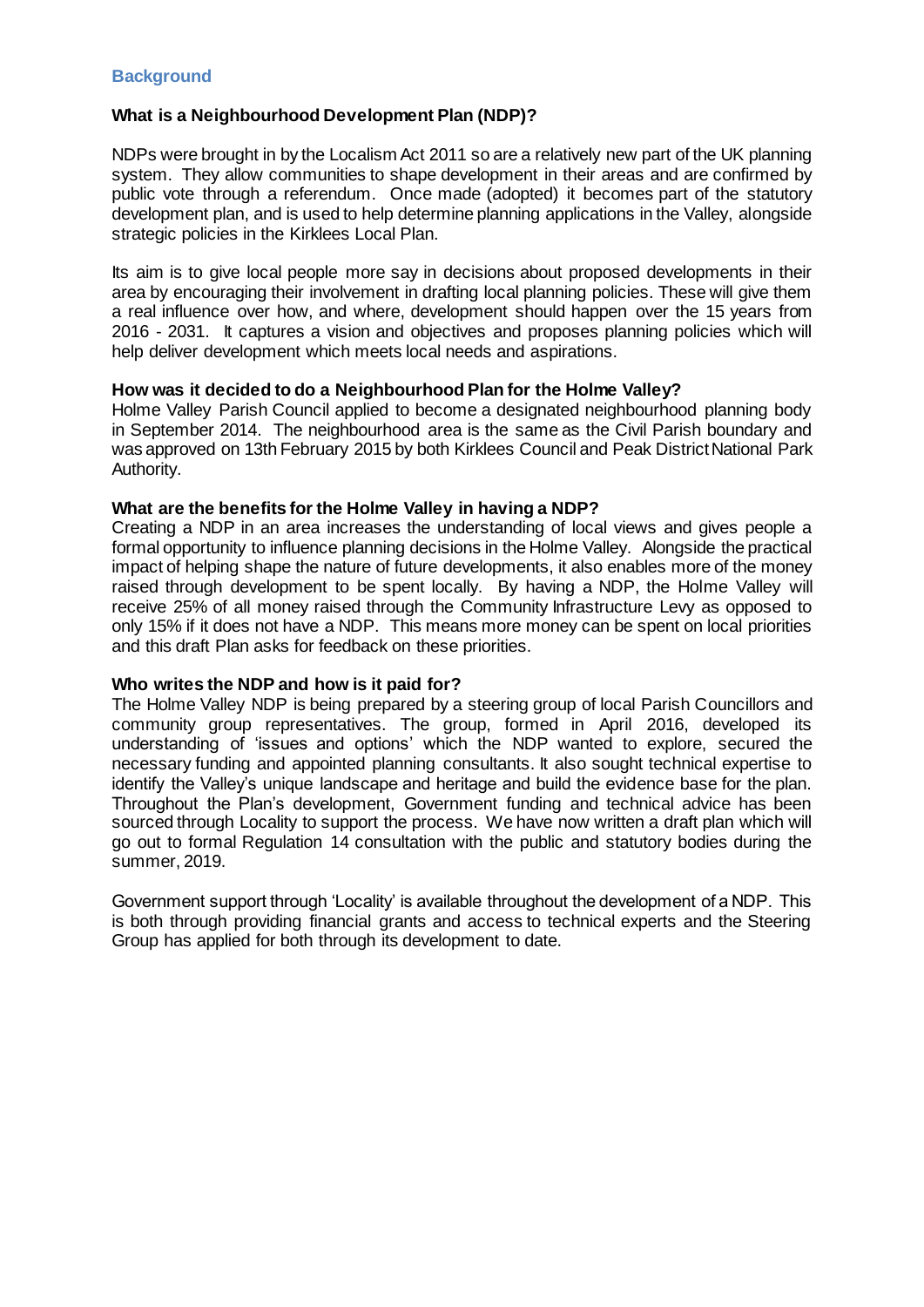## Background

### What is a Neighbourhood Development Plan (NDP)?

NDPs were brought in by the Localism Act 2011 so are a relatively new part of the UK planning system. They allow communities to shape development in their areas and are confirmed by public vote through a referendum. Once made (adopted) it becomes part of the statutory development plan, and is used to help determine planning applications in the Valley, alongside strategic policies in the Kirklees Local Plan.

Its aim is to give local people more say in decisions about proposed developments in their area by encouraging their involvement in drafting local planning policies. These will give them a real influence over how, and where, development should happen over the 15 years from 2016 - 2031. It captures a vision and objectives and proposes planning policies which will help deliver development which meets local needs and aspirations.

### How was it decided to do a Neighbourhood Plan for the Holme Valley?

Holme Valley Parish Council applied to become a designated neighbourhood planning body in September 2014. The neighbourhood area is the same as the Civil Parish boundary and was approved on 13th February 2015 by both Kirklees Council and Peak District National Park Authority.

### What are the benefits for the Holme Valley in having a NDP?

Creating a NDP in an area increases the understanding of local views and gives people a formal opportunity to influence planning decisions in the Holme Valley. Alongside the practical impact of helping shape the nature of future developments, it also enables more of the money raised through development to be spent locally. By having a NDP, the Holme Valley will receive 25% of all money raised through the Community Infrastructure Levy as opposed to only 15% if it does not have a NDP. This means more money can be spent on local priorities and this draft Plan asks for feedback on these priorities.

### Who writes the NDP and how is it paid for?

The Holme Valley NDP is being prepared by a steering group of local Parish Councillors and community group representatives. The group, formed in April 2016, developed its understanding of 'issues and options' which the NDP wanted to explore, secured the necessary funding and appointed planning consultants. It also sought technical expertise to identify the Valley's unique landscape and heritage and build the evidence base for the plan. Throughout the Plan's development, Government funding and technical advice has been sourced through Locality to support the process. We have now written a draft plan which will go out to formal Regulation 14 consultation with the public and statutory bodies during the summer, 2019.

Government support through 'Locality' is available throughout the development of a NDP. This is both through providing financial grants and access to technical experts and the Steering Group has applied for both through its development to date.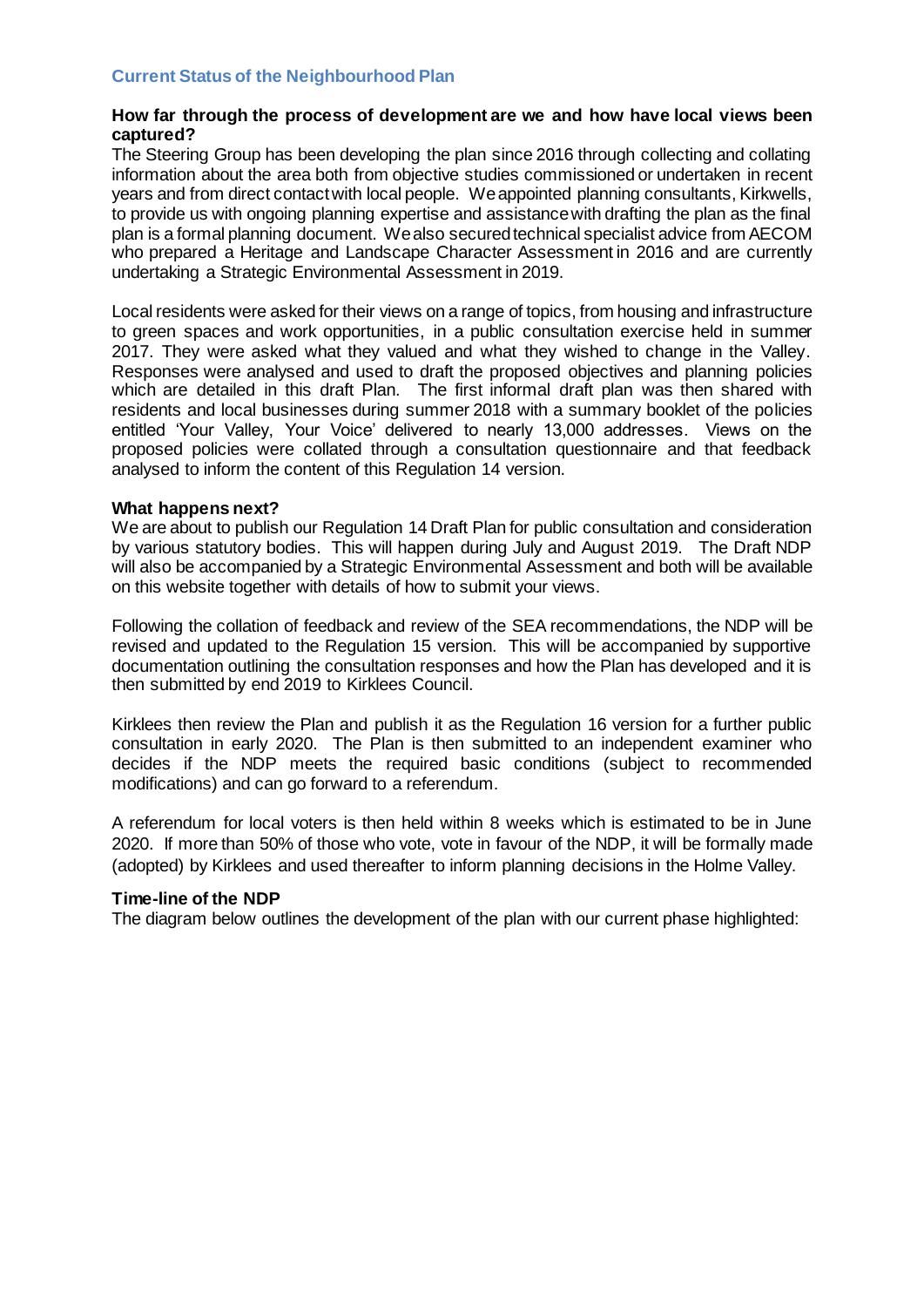## Current Status of the Neighbourhood Plan

**How far through the process of development are we and how have local views been captured?**

The Steering Group has been developing the plan since 2016 through collecting and collating information about the area both from objective studies commissioned or undertaken in recent years and from direct contact with local people. We appointed planning consultants, Kirkwells, to provide us with ongoing planning expertise and assistance with drafting the plan as the final plan is a formal planning document. We also secured technical specialist advice from AECOM who prepared a Heritage and Landscape Character Assessment in 2016 and are currently undertaking a Strategic Environmental Assessment in 2019.

Local residents were asked for their views on a range of topics, from housing and infrastructure to green spaces and work opportunities, in a public consultation exercise held in summer 2017. They were asked what they valued and what they wished to change in the Valley. Responses were analysed and used to draft the proposed objectives and planning policies which are detailed in this draft Plan. The first informal draft plan was then shared with residents and local businesses during summer 2018 with a summary booklet of the policies entitled 'Your Valley, Your Voice' delivered to nearly 13,000 addresses. Views on the proposed policies were collated through a consultation questionnaire and that feedback analysed to inform the content of this Regulation 14 version.

**What happens next?**

We are about to publish our Regulation 14 Draft Plan for public consultation and consideration by various statutory bodies. This will happen during July and August 2019. The Draft NDP will also be accompanied by a Strategic Environmental Assessment and both will be available on this website together with details of how to submit your views.

Following the collation of feedback and review of the SEA recommendations, the NDP will be revised and updated to the Regulation 15 version. This will be accompanied by supportive documentation outlining the consultation responses and how the Plan has developed and it is then submitted by end 2019 to Kirklees Council.

Kirklees then review the Plan and publish it as the Regulation 16 version for a further public consultation in early 2020. The Plan is then submitted to an independent examiner who decides if the NDP meets the required basic conditions (subject to recommended modifications) and can go forward to a referendum.

A referendum for local voters is then held within 8 weeks which is estimated to be in June 2020. If more than 50% of those who vote, vote in favour of the NDP, it will be formally made (adopted) by Kirklees and used thereafter to inform planning decisions in the Holme Valley.

**Time-line of the NDP**

The diagram below outlines the development of the plan with our current phase highlighted: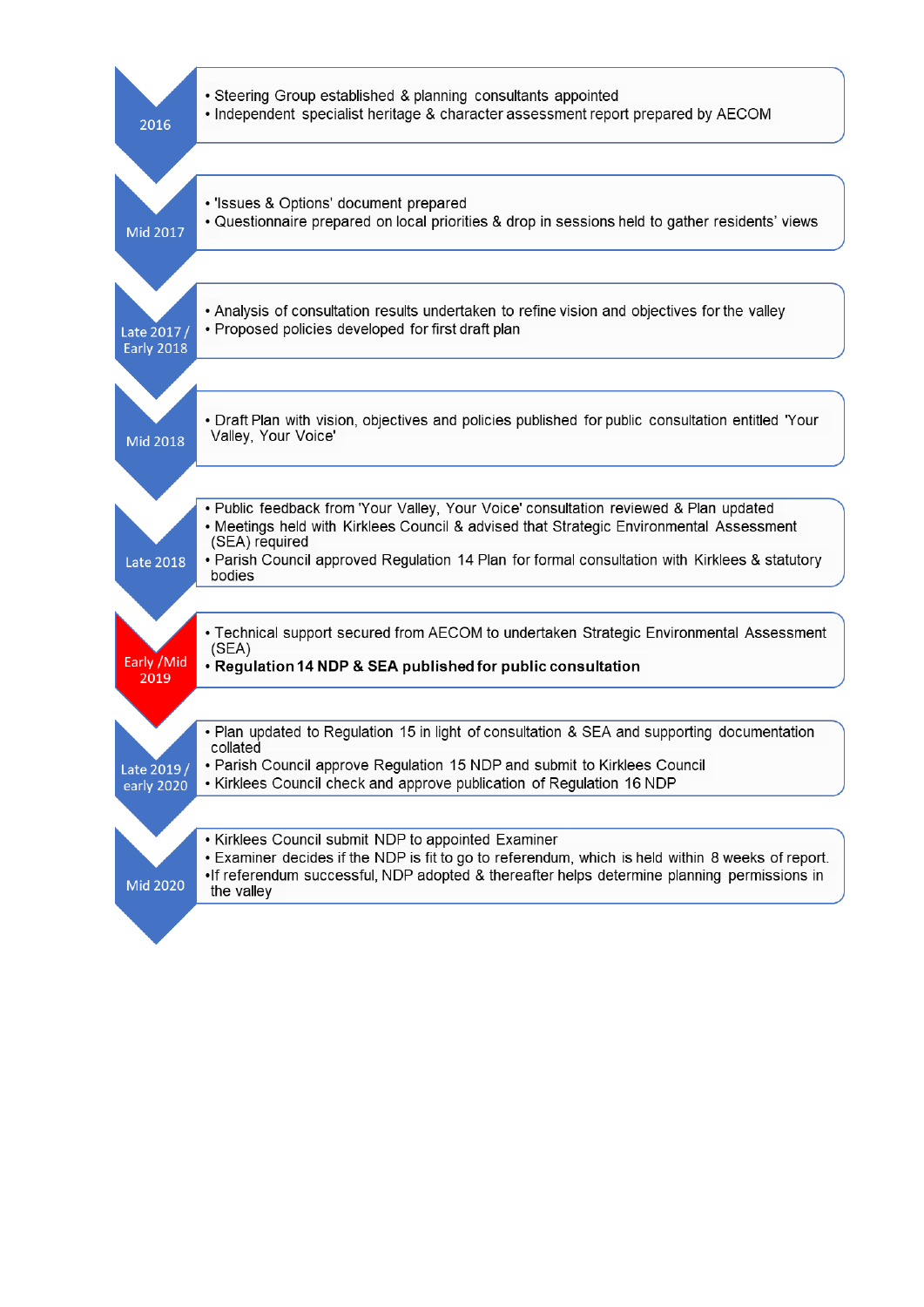**2016**

- Steering Group established & planning consultants appointed
- Independent specialist heritage & character assessment report prepared by AECOM

**Mid 2017**

- 'Issues & Options' document prepared
- Questionnaire prepared on local priorities & drop in sessions held to gather residents' views

**Late 2017 / Early 2018**

- Analysis of consultation results undertaken to refine vision and objectives for the valley
- Proposed policies developed for first draft plan

**Mid 2018**

- Draft Plan with vision, objectives and policies published for public consultation entitled 'Your Valley, Your Voice'

**Late 2018**

- Public feedback from 'Your Valley, Your Voice' consultation reviewed & Plan updated
- Meetings held with Kirklees Council & advised that Strategic Environmental Assessment (SEA) required
- Parish Council approved Regulation 14 Plan for formal consultation with Kirklees & statutory bodies

**Early /Mid 2019**

- Technical support secured from AECOM to undertaken Strategic Environmental Assessment (SEA)
- **Regulation 14 NDP & SEA published for public consultation**

**Late 2019 / early 2020**

- Plan updated to Regulation 15 in light of consultation & SEA and supporting documentation collated
- Parish Council approve Regulation 15 NDP and submit to Kirklees Council
- Kirklees Council check and approve publication of Regulation 16 NDP

**Mid 2020**

- Kirklees Council submit NDP to appointed Examiner
- Examiner decides if the NDP is fit to go to referendum, which is held within 8 weeks of report.
- If referendum successful, NDP adopted & thereafter helps determine planning permissions in the valley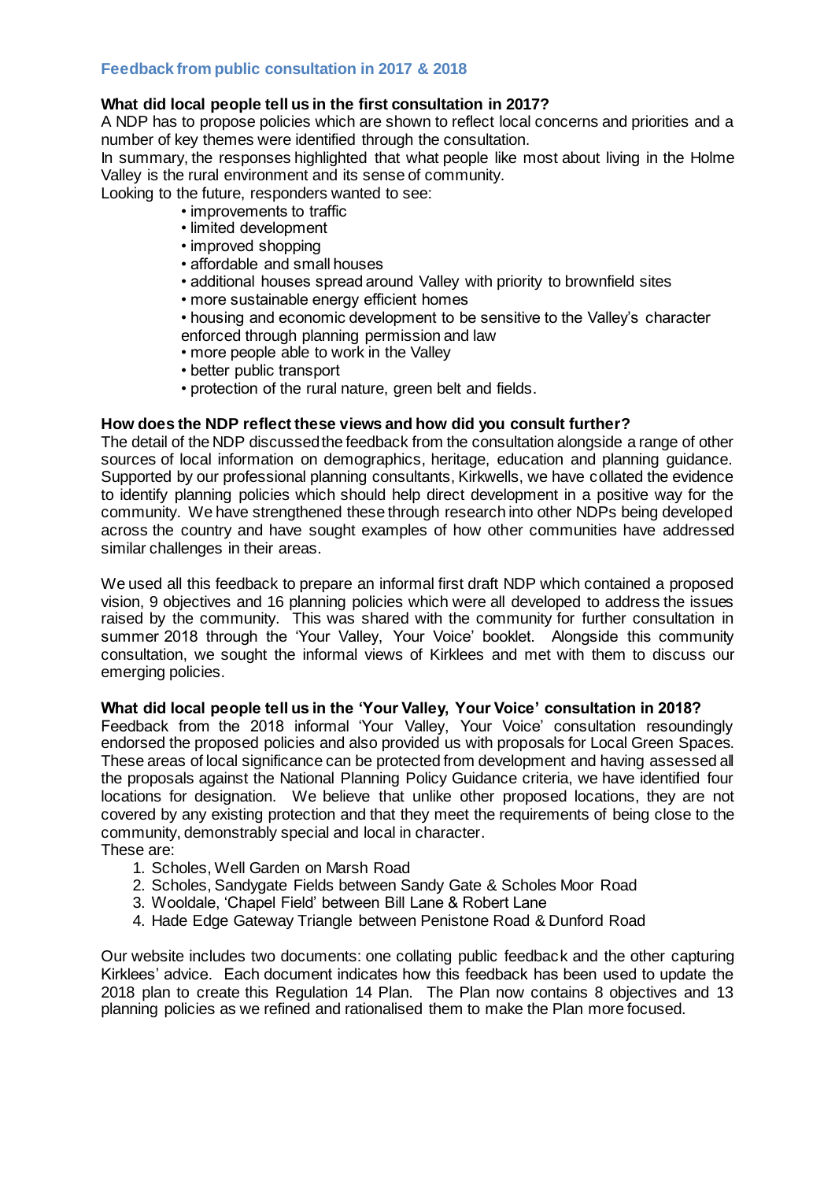## Feedback from public consultation in 2017 & 2018

**What did local people tell us in the first consultation in 2017?**

A NDP has to propose policies which are shown to reflect local concerns and priorities and a number of key themes were identified through the consultation.

In summary, the responses highlighted that what people like most about living in the Holme Valley is the rural environment and its sense of community.

Looking to the future, responders wanted to see:

- improvements to traffic
- limited development
- improved shopping
- affordable and small houses
- additional houses spread around Valley with priority to brownfield sites
- more sustainable energy efficient homes
- housing and economic development to be sensitive to the Valley's character enforced through planning permission and law
- more people able to work in the Valley
- better public transport
- protection of the rural nature, green belt and fields.

**How does the NDP reflect these views and how did you consult further?**

The detail of the NDP discussed the feedback from the consultation alongside a range of other sources of local information on demographics, heritage, education and planning guidance. Supported by our professional planning consultants, Kirkwells, we have collated the evidence to identify planning policies which should help direct development in a positive way for the community. We have strengthened these through research into other NDPs being developed across the country and have sought examples of how other communities have addressed similar challenges in their areas.

We used all this feedback to prepare an informal first draft NDP which contained a proposed vision, 9 objectives and 16 planning policies which were all developed to address the issues raised by the community. This was shared with the community for further consultation in summer 2018 through the 'Your Valley, Your Voice' booklet. Alongside this community consultation, we sought the informal views of Kirklees and met with them to discuss our emerging policies.

**What did local people tell us in the 'Your Valley, Your Voice' consultation in 2018?**

Feedback from the 2018 informal 'Your Valley, Your Voice' consultation resoundingly endorsed the proposed policies and also provided us with proposals for Local Green Spaces. These areas of local significance can be protected from development and having assessed all the proposals against the National Planning Policy Guidance criteria, we have identified four locations for designation. We believe that unlike other proposed locations, they are not covered by any existing protection and that they meet the requirements of being close to the community, demonstrably special and local in character.

These are:

1. Scholes, Well Garden on Marsh Road
2. Scholes, Sandygate Fields between Sandy Gate & Scholes Moor Road
3. Wooldale, 'Chapel Field' between Bill Lane & Robert Lane
4. Hade Edge Gateway Triangle between Penistone Road & Dunford Road

Our website includes two documents: one collating public feedback and the other capturing Kirklees' advice. Each document indicates how this feedback has been used to update the 2018 plan to create this Regulation 14 Plan. The Plan now contains 8 objectives and 13 planning policies as we refined and rationalised them to make the Plan more focused.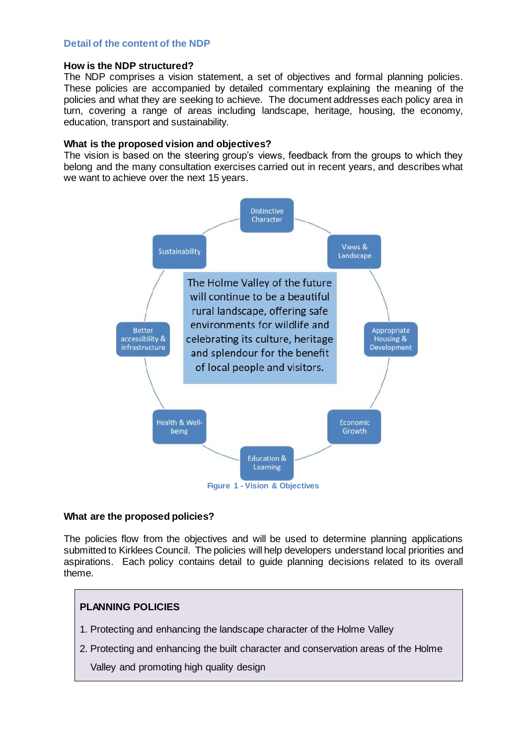## Detail of the content of the NDP

### How is the NDP structured?

The NDP comprises a vision statement, a set of objectives and formal planning policies. These policies are accompanied by detailed commentary explaining the meaning of the policies and what they are seeking to achieve. The document addresses each policy area in turn, covering a range of areas including landscape, heritage, housing, the economy, education, transport and sustainability.

### What is the proposed vision and objectives?

The vision is based on the steering group's views, feedback from the groups to which they belong and the many consultation exercises carried out in recent years, and describes what we want to achieve over the next 15 years.

The Holme Valley of the future will continue to be a beautiful rural landscape, offering safe environments for wildlife and celebrating its culture, heritage and splendour for the benefit of local people and visitors.

- Distinctive Character
- Views & Landscape
- Appropriate Housing & Development
- Economic Growth
- Education & Learning
- Health & Well-being
- Better accessibility & infrastructure
- Sustainability

Figure 1 - Vision & Objectives

### What are the proposed policies?

The policies flow from the objectives and will be used to determine planning applications submitted to Kirklees Council. The policies will help developers understand local priorities and aspirations. Each policy contains detail to guide planning decisions related to its overall theme.

**PLANNING POLICIES**

1. Protecting and enhancing the landscape character of the Holme Valley
2. Protecting and enhancing the built character and conservation areas of the Holme Valley and promoting high quality design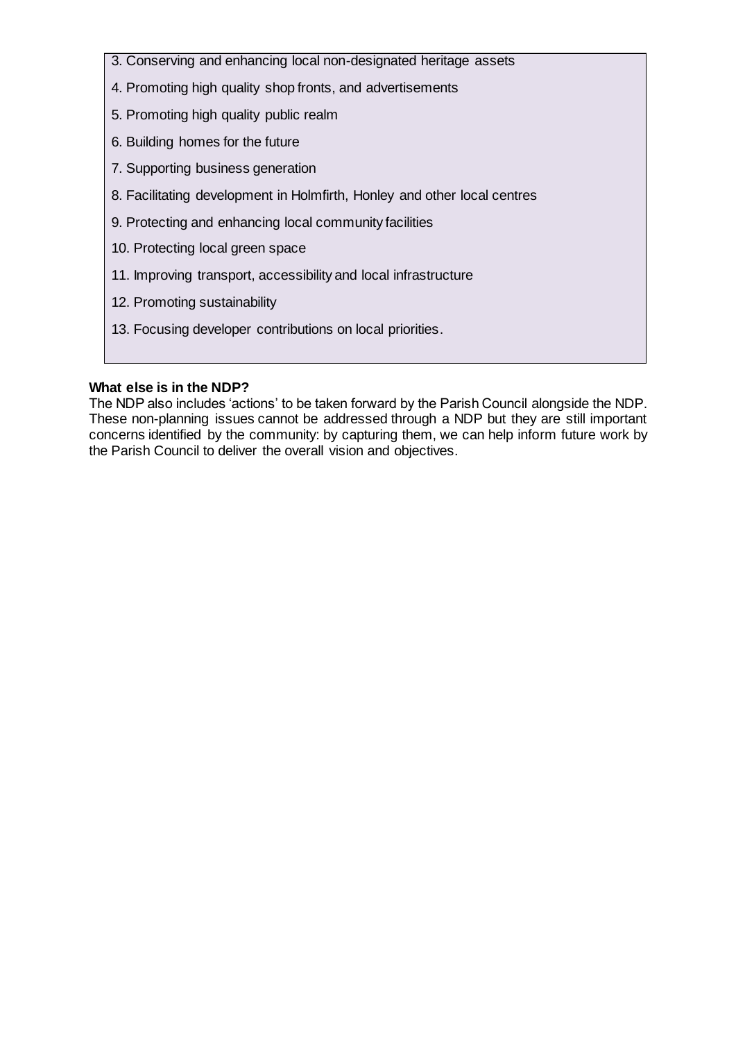3. Conserving and enhancing local non-designated heritage assets
4. Promoting high quality shop fronts, and advertisements
5. Promoting high quality public realm
6. Building homes for the future
7. Supporting business generation
8. Facilitating development in Holmfirth, Honley and other local centres
9. Protecting and enhancing local community facilities
10. Protecting local green space
11. Improving transport, accessibility and local infrastructure
12. Promoting sustainability
13. Focusing developer contributions on local priorities.

**What else is in the NDP?**

The NDP also includes 'actions' to be taken forward by the Parish Council alongside the NDP. These non-planning issues cannot be addressed through a NDP but they are still important concerns identified by the community: by capturing them, we can help inform future work by the Parish Council to deliver the overall vision and objectives.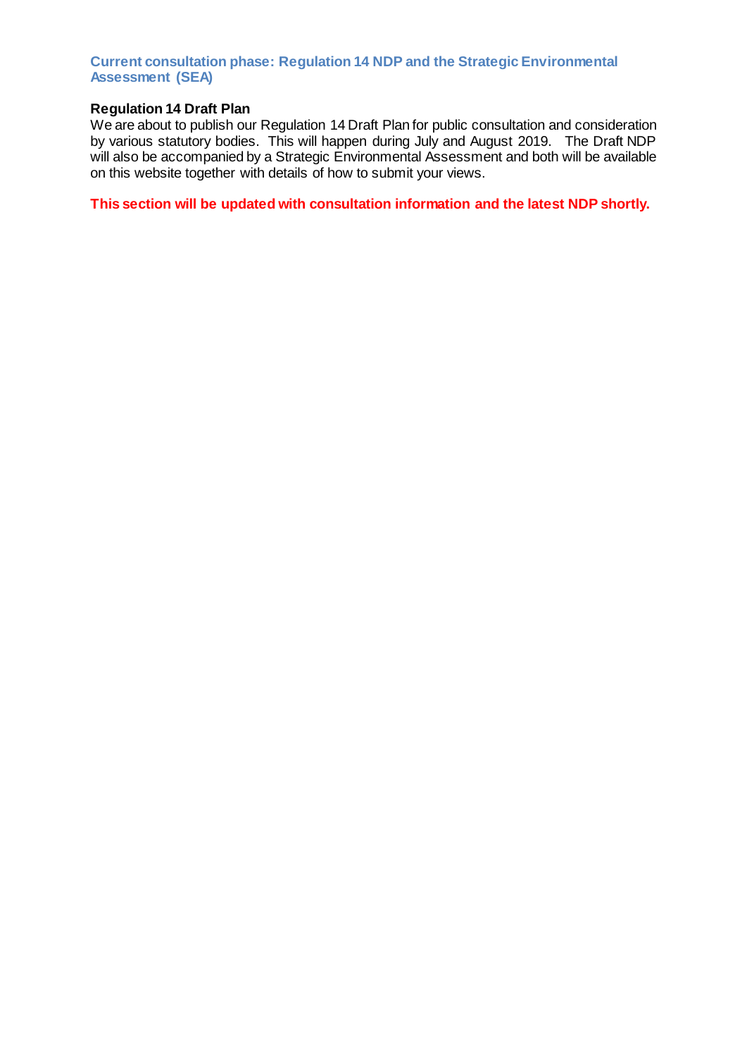## Current consultation phase: Regulation 14 NDP and the Strategic Environmental Assessment (SEA)

### Regulation 14 Draft Plan

We are about to publish our Regulation 14 Draft Plan for public consultation and consideration by various statutory bodies. This will happen during July and August 2019. The Draft NDP will also be accompanied by a Strategic Environmental Assessment and both will be available on this website together with details of how to submit your views.

**This section will be updated with consultation information and the latest NDP shortly.**